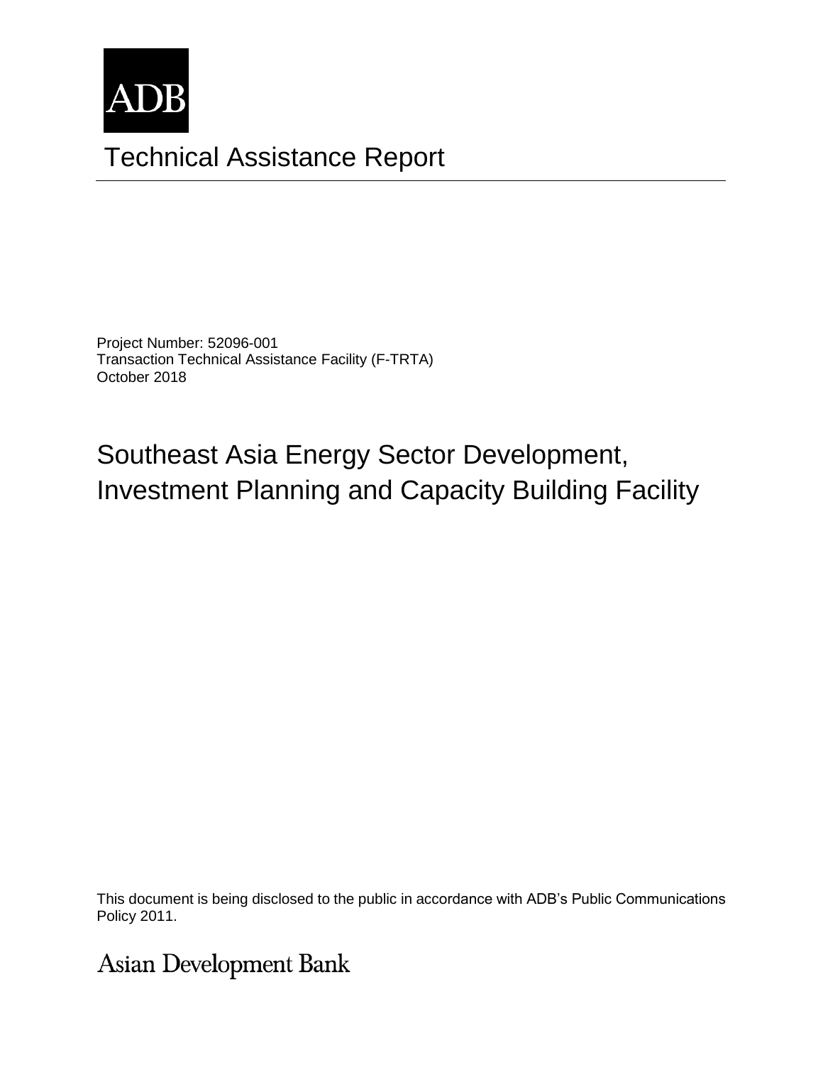ADB

# Technical Assistance Report

Project Number: 52096-001
Transaction Technical Assistance Facility (F-TRTA)
October 2018

## Southeast Asia Energy Sector Development, Investment Planning and Capacity Building Facility

This document is being disclosed to the public in accordance with ADB's Public Communications Policy 2011.

Asian Development Bank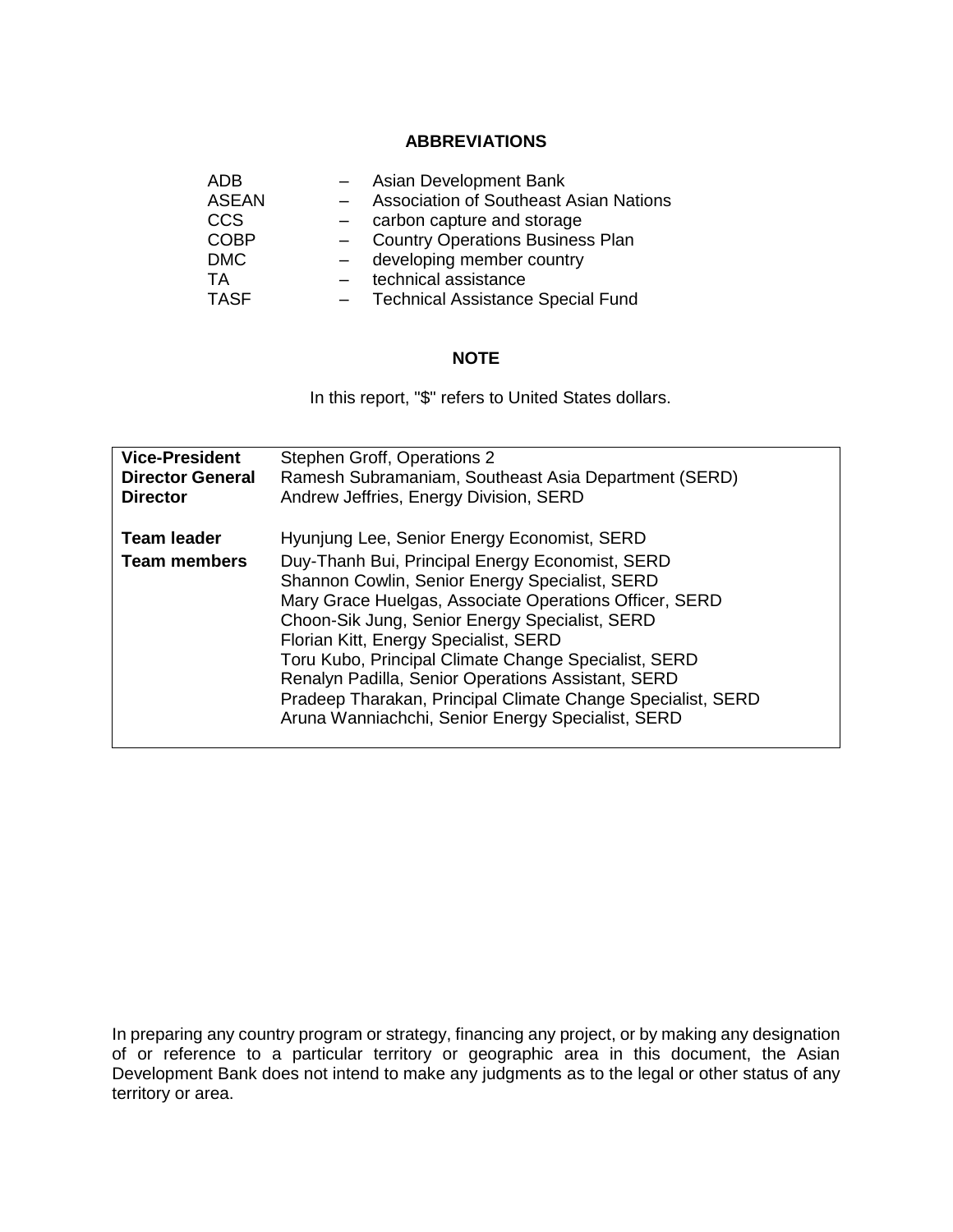## ABBREVIATIONS

| | | |
|---|---|---|
| ADB | – | Asian Development Bank |
| ASEAN | – | Association of Southeast Asian Nations |
| CCS | – | carbon capture and storage |
| COBP | – | Country Operations Business Plan |
| DMC | – | developing member country |
| TA | – | technical assistance |
| TASF | – | Technical Assistance Special Fund |

## NOTE

In this report, "$" refers to United States dollars.

| | |
|---|---|
| **Vice-President** | Stephen Groff, Operations 2 |
| **Director General** | Ramesh Subramaniam, Southeast Asia Department (SERD) |
| **Director** | Andrew Jeffries, Energy Division, SERD |
| **Team leader** | Hyunjung Lee, Senior Energy Economist, SERD |
| **Team members** | Duy-Thanh Bui, Principal Energy Economist, SERD<br>Shannon Cowlin, Senior Energy Specialist, SERD<br>Mary Grace Huelgas, Associate Operations Officer, SERD<br>Choon-Sik Jung, Senior Energy Specialist, SERD<br>Florian Kitt, Energy Specialist, SERD<br>Toru Kubo, Principal Climate Change Specialist, SERD<br>Renalyn Padilla, Senior Operations Assistant, SERD<br>Pradeep Tharakan, Principal Climate Change Specialist, SERD<br>Aruna Wanniachchi, Senior Energy Specialist, SERD |

In preparing any country program or strategy, financing any project, or by making any designation of or reference to a particular territory or geographic area in this document, the Asian Development Bank does not intend to make any judgments as to the legal or other status of any territory or area.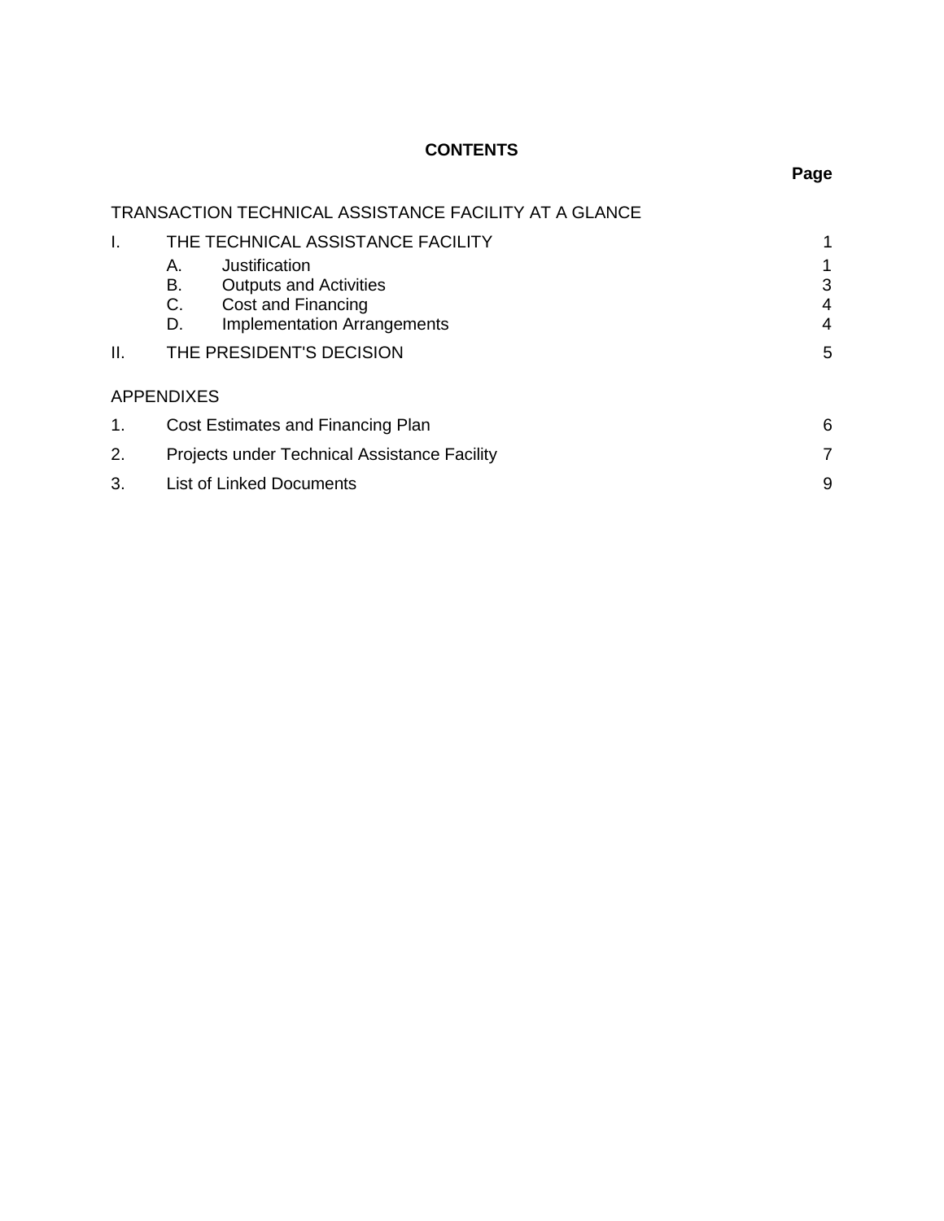## CONTENTS

| | | Page |
|---|---|---|
| TRANSACTION TECHNICAL ASSISTANCE FACILITY AT A GLANCE | | |
| I. | THE TECHNICAL ASSISTANCE FACILITY | 1 |
| | A. Justification | 1 |
| | B. Outputs and Activities | 3 |
| | C. Cost and Financing | 4 |
| | D. Implementation Arrangements | 4 |
| II. | THE PRESIDENT'S DECISION | 5 |
| APPENDIXES | | |
| 1. | Cost Estimates and Financing Plan | 6 |
| 2. | Projects under Technical Assistance Facility | 7 |
| 3. | List of Linked Documents | 9 |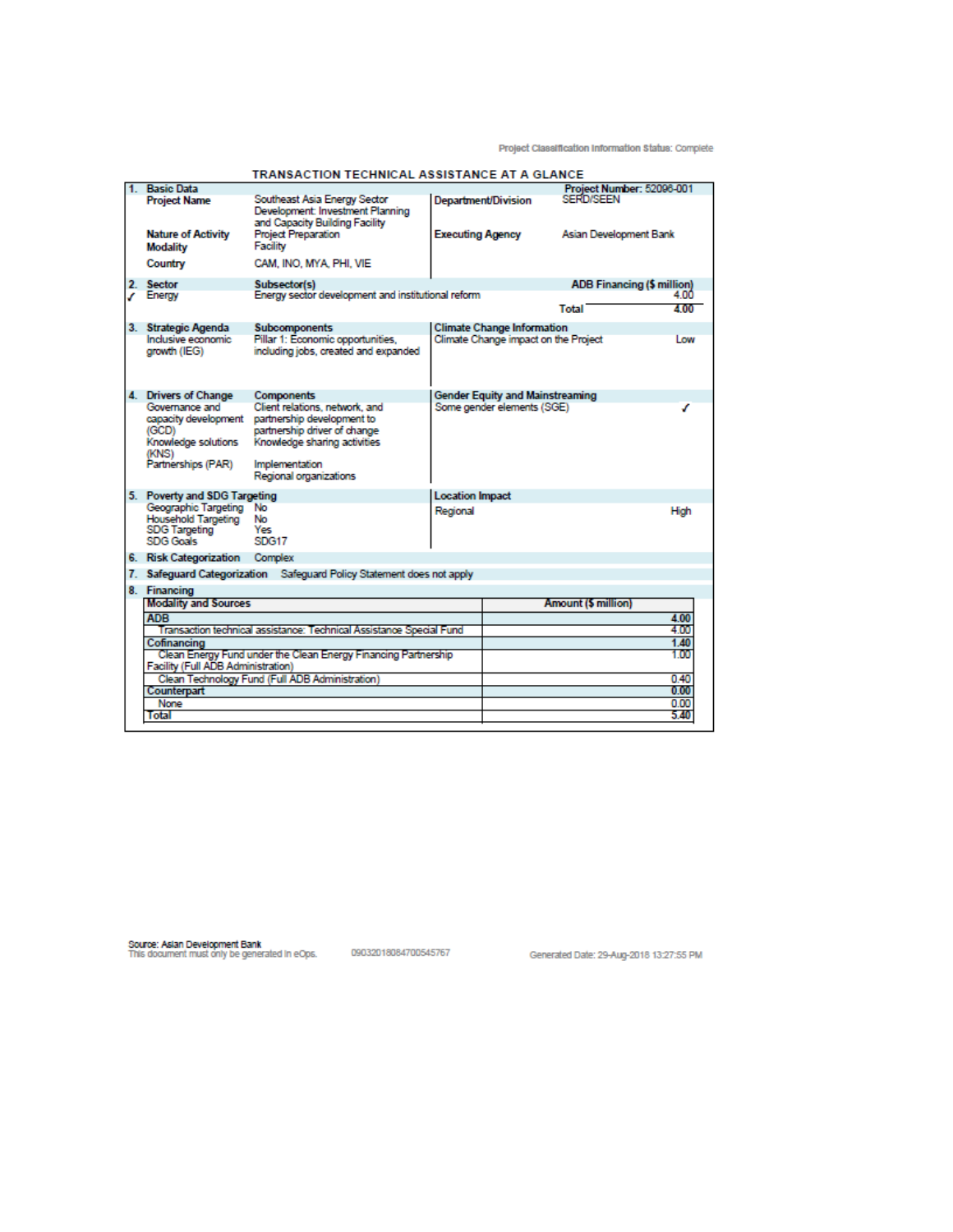Project Classification Information Status: Complete

## TRANSACTION TECHNICAL ASSISTANCE AT A GLANCE

**1. Basic Data** — **Project Number:** 52096-001

| | | | |
|---|---|---|---|
| **Project Name** | Southeast Asia Energy Sector Development: Investment Planning and Capacity Building Facility | **Department/Division** | SERD/SEEN |
| **Nature of Activity** | Project Preparation | **Executing Agency** | Asian Development Bank |
| **Modality** | Facility | | |
| **Country** | CAM, INO, MYA, PHI, VIE | | |

**2. Sector**

| Sector | Subsector(s) | ADB Financing ($ million) |
|---|---|---|
| ✓ Energy | Energy sector development and institutional reform | 4.00 |
| | Total | 4.00 |

**3. Strategic Agenda**

| Strategic Agenda | Subcomponents | Climate Change Information | |
|---|---|---|---|
| Inclusive economic growth (IEG) | Pillar 1: Economic opportunities, including jobs, created and expanded | Climate Change impact on the Project | Low |

**4. Drivers of Change**

| Drivers of Change | Components | Gender Equity and Mainstreaming | |
|---|---|---|---|
| Governance and capacity development (GCD) | Client relations, network, and partnership development to partnership driver of change | Some gender elements (SGE) | ✓ |
| Knowledge solutions (KNS) | Knowledge sharing activities | | |
| Partnerships (PAR) | Implementation<br>Regional organizations | | |

**5. Poverty and SDG Targeting**

| Poverty and SDG Targeting | | Location Impact | |
|---|---|---|---|
| Geographic Targeting | No | Regional | High |
| Household Targeting | No | | |
| SDG Targeting | Yes | | |
| SDG Goals | SDG17 | | |

**6. Risk Categorization** Complex

**7. Safeguard Categorization** Safeguard Policy Statement does not apply

**8. Financing**

| Modality and Sources | Amount ($ million) |
|---|---|
| **ADB** | **4.00** |
| Transaction technical assistance: Technical Assistance Special Fund | 4.00 |
| **Cofinancing** | **1.40** |
| Clean Energy Fund under the Clean Energy Financing Partnership Facility (Full ADB Administration) | 1.00 |
| Clean Technology Fund (Full ADB Administration) | 0.40 |
| **Counterpart** | **0.00** |
| None | 0.00 |
| **Total** | **5.40** |

Source: Asian Development Bank
This document must only be generated in eOps. 09032018084700545767 Generated Date: 29-Aug-2018 13:27:55 PM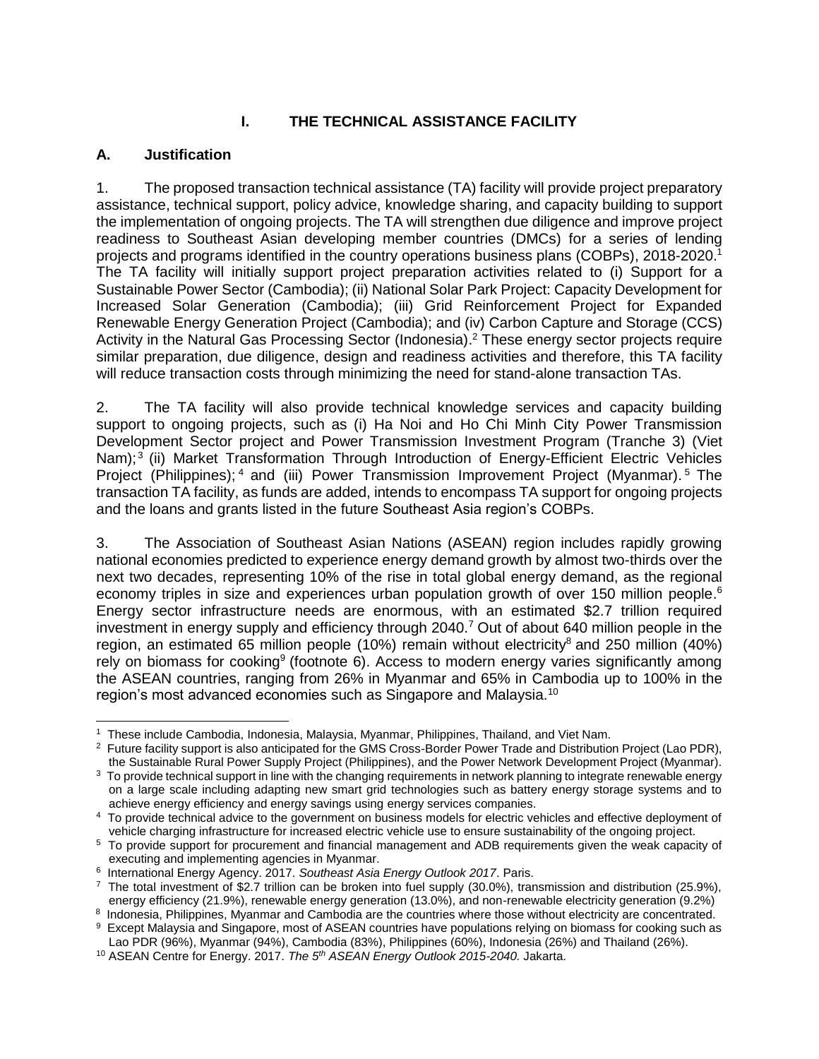# I. THE TECHNICAL ASSISTANCE FACILITY

## A. Justification

1. The proposed transaction technical assistance (TA) facility will provide project preparatory assistance, technical support, policy advice, knowledge sharing, and capacity building to support the implementation of ongoing projects. The TA will strengthen due diligence and improve project readiness to Southeast Asian developing member countries (DMCs) for a series of lending projects and programs identified in the country operations business plans (COBPs), 2018-2020.[1] The TA facility will initially support project preparation activities related to (i) Support for a Sustainable Power Sector (Cambodia); (ii) National Solar Park Project: Capacity Development for Increased Solar Generation (Cambodia); (iii) Grid Reinforcement Project for Expanded Renewable Energy Generation Project (Cambodia); and (iv) Carbon Capture and Storage (CCS) Activity in the Natural Gas Processing Sector (Indonesia).[2] These energy sector projects require similar preparation, due diligence, design and readiness activities and therefore, this TA facility will reduce transaction costs through minimizing the need for stand-alone transaction TAs.

2. The TA facility will also provide technical knowledge services and capacity building support to ongoing projects, such as (i) Ha Noi and Ho Chi Minh City Power Transmission Development Sector project and Power Transmission Investment Program (Tranche 3) (Viet Nam);[3] (ii) Market Transformation Through Introduction of Energy-Efficient Electric Vehicles Project (Philippines);[4] and (iii) Power Transmission Improvement Project (Myanmar).[5] The transaction TA facility, as funds are added, intends to encompass TA support for ongoing projects and the loans and grants listed in the future Southeast Asia region's COBPs.

3. The Association of Southeast Asian Nations (ASEAN) region includes rapidly growing national economies predicted to experience energy demand growth by almost two-thirds over the next two decades, representing 10% of the rise in total global energy demand, as the regional economy triples in size and experiences urban population growth of over 150 million people.[6] Energy sector infrastructure needs are enormous, with an estimated $2.7 trillion required investment in energy supply and efficiency through 2040.[7] Out of about 640 million people in the region, an estimated 65 million people (10%) remain without electricity[8] and 250 million (40%) rely on biomass for cooking[9] (footnote 6). Access to modern energy varies significantly among the ASEAN countries, ranging from 26% in Myanmar and 65% in Cambodia up to 100% in the region's most advanced economies such as Singapore and Malaysia.[10]

---

[1] These include Cambodia, Indonesia, Malaysia, Myanmar, Philippines, Thailand, and Viet Nam.

[2] Future facility support is also anticipated for the GMS Cross-Border Power Trade and Distribution Project (Lao PDR), the Sustainable Rural Power Supply Project (Philippines), and the Power Network Development Project (Myanmar).

[3] To provide technical support in line with the changing requirements in network planning to integrate renewable energy on a large scale including adapting new smart grid technologies such as battery energy storage systems and to achieve energy efficiency and energy savings using energy services companies.

[4] To provide technical advice to the government on business models for electric vehicles and effective deployment of vehicle charging infrastructure for increased electric vehicle use to ensure sustainability of the ongoing project.

[5] To provide support for procurement and financial management and ADB requirements given the weak capacity of executing and implementing agencies in Myanmar.

[6] International Energy Agency. 2017. *Southeast Asia Energy Outlook 2017*. Paris.

[7] The total investment of $2.7 trillion can be broken into fuel supply (30.0%), transmission and distribution (25.9%), energy efficiency (21.9%), renewable energy generation (13.0%), and non-renewable electricity generation (9.2%)

[8] Indonesia, Philippines, Myanmar and Cambodia are the countries where those without electricity are concentrated.

[9] Except Malaysia and Singapore, most of ASEAN countries have populations relying on biomass for cooking such as Lao PDR (96%), Myanmar (94%), Cambodia (83%), Philippines (60%), Indonesia (26%) and Thailand (26%).

[10] ASEAN Centre for Energy. 2017. *The 5th ASEAN Energy Outlook 2015-2040.* Jakarta.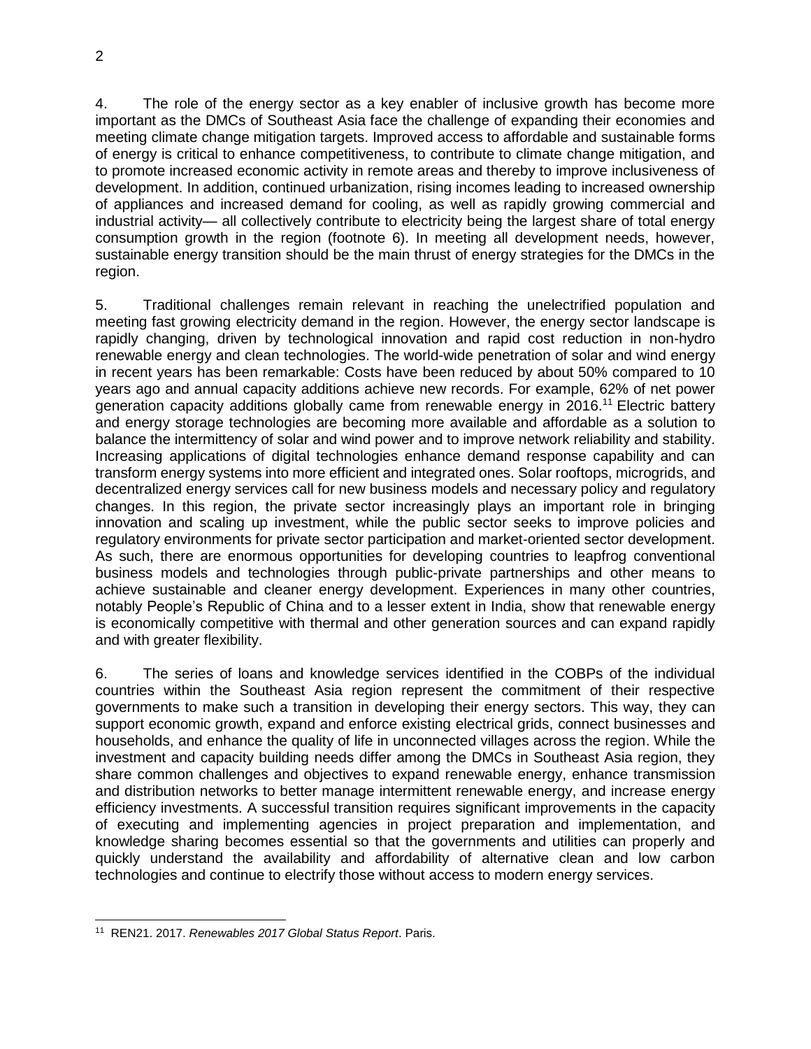4. The role of the energy sector as a key enabler of inclusive growth has become more important as the DMCs of Southeast Asia face the challenge of expanding their economies and meeting climate change mitigation targets. Improved access to affordable and sustainable forms of energy is critical to enhance competitiveness, to contribute to climate change mitigation, and to promote increased economic activity in remote areas and thereby to improve inclusiveness of development. In addition, continued urbanization, rising incomes leading to increased ownership of appliances and increased demand for cooling, as well as rapidly growing commercial and industrial activity— all collectively contribute to electricity being the largest share of total energy consumption growth in the region (footnote 6). In meeting all development needs, however, sustainable energy transition should be the main thrust of energy strategies for the DMCs in the region.

5. Traditional challenges remain relevant in reaching the unelectrified population and meeting fast growing electricity demand in the region. However, the energy sector landscape is rapidly changing, driven by technological innovation and rapid cost reduction in non-hydro renewable energy and clean technologies. The world-wide penetration of solar and wind energy in recent years has been remarkable: Costs have been reduced by about 50% compared to 10 years ago and annual capacity additions achieve new records. For example, 62% of net power generation capacity additions globally came from renewable energy in 2016.[11] Electric battery and energy storage technologies are becoming more available and affordable as a solution to balance the intermittency of solar and wind power and to improve network reliability and stability. Increasing applications of digital technologies enhance demand response capability and can transform energy systems into more efficient and integrated ones. Solar rooftops, microgrids, and decentralized energy services call for new business models and necessary policy and regulatory changes. In this region, the private sector increasingly plays an important role in bringing innovation and scaling up investment, while the public sector seeks to improve policies and regulatory environments for private sector participation and market-oriented sector development. As such, there are enormous opportunities for developing countries to leapfrog conventional business models and technologies through public-private partnerships and other means to achieve sustainable and cleaner energy development. Experiences in many other countries, notably People's Republic of China and to a lesser extent in India, show that renewable energy is economically competitive with thermal and other generation sources and can expand rapidly and with greater flexibility.

6. The series of loans and knowledge services identified in the COBPs of the individual countries within the Southeast Asia region represent the commitment of their respective governments to make such a transition in developing their energy sectors. This way, they can support economic growth, expand and enforce existing electrical grids, connect businesses and households, and enhance the quality of life in unconnected villages across the region. While the investment and capacity building needs differ among the DMCs in Southeast Asia region, they share common challenges and objectives to expand renewable energy, enhance transmission and distribution networks to better manage intermittent renewable energy, and increase energy efficiency investments. A successful transition requires significant improvements in the capacity of executing and implementing agencies in project preparation and implementation, and knowledge sharing becomes essential so that the governments and utilities can properly and quickly understand the availability and affordability of alternative clean and low carbon technologies and continue to electrify those without access to modern energy services.

---

[11] REN21. 2017. *Renewables 2017 Global Status Report*. Paris.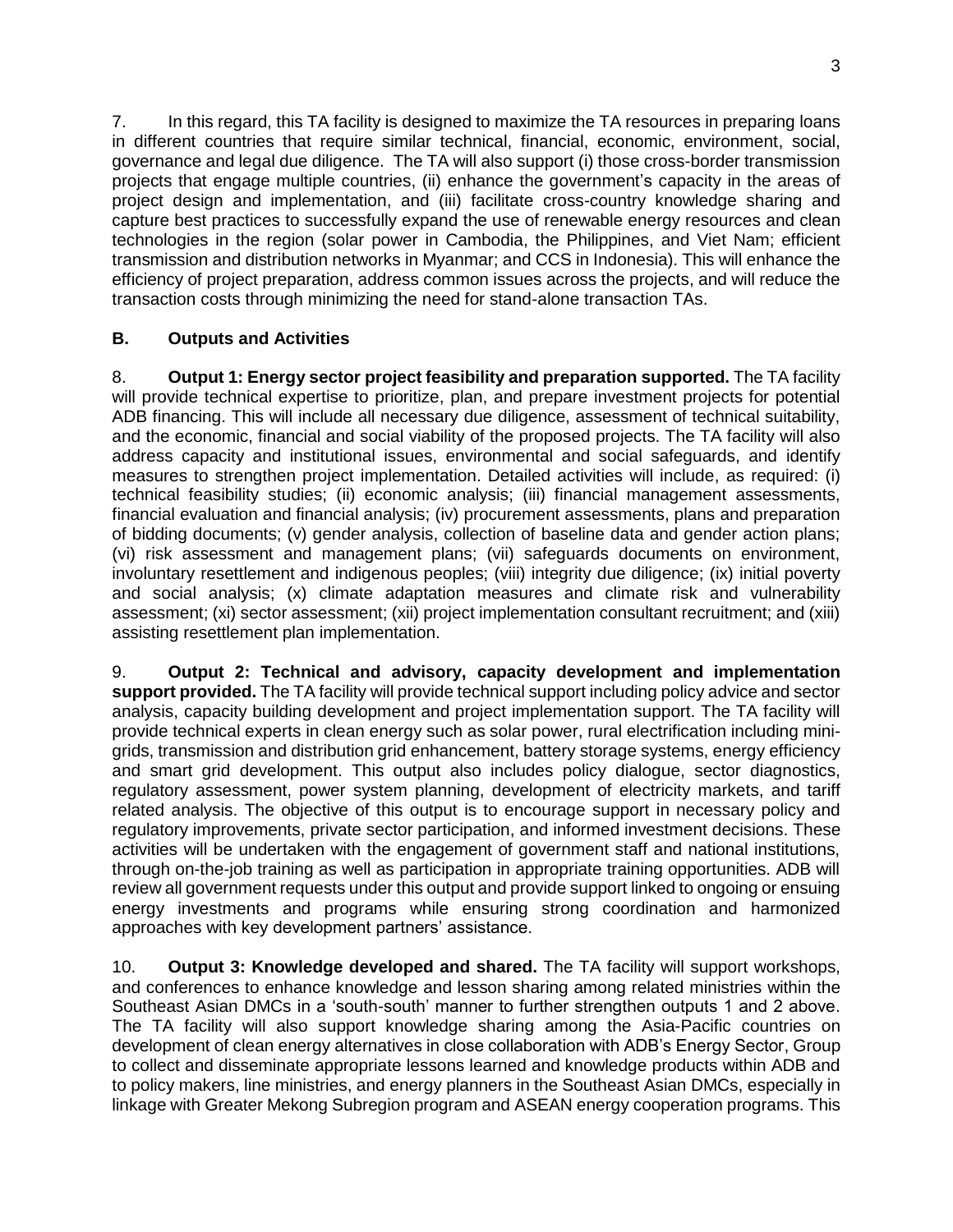7. In this regard, this TA facility is designed to maximize the TA resources in preparing loans in different countries that require similar technical, financial, economic, environment, social, governance and legal due diligence. The TA will also support (i) those cross-border transmission projects that engage multiple countries, (ii) enhance the government's capacity in the areas of project design and implementation, and (iii) facilitate cross-country knowledge sharing and capture best practices to successfully expand the use of renewable energy resources and clean technologies in the region (solar power in Cambodia, the Philippines, and Viet Nam; efficient transmission and distribution networks in Myanmar; and CCS in Indonesia). This will enhance the efficiency of project preparation, address common issues across the projects, and will reduce the transaction costs through minimizing the need for stand-alone transaction TAs.

### B. Outputs and Activities

8. **Output 1: Energy sector project feasibility and preparation supported.** The TA facility will provide technical expertise to prioritize, plan, and prepare investment projects for potential ADB financing. This will include all necessary due diligence, assessment of technical suitability, and the economic, financial and social viability of the proposed projects. The TA facility will also address capacity and institutional issues, environmental and social safeguards, and identify measures to strengthen project implementation. Detailed activities will include, as required: (i) technical feasibility studies; (ii) economic analysis; (iii) financial management assessments, financial evaluation and financial analysis; (iv) procurement assessments, plans and preparation of bidding documents; (v) gender analysis, collection of baseline data and gender action plans; (vi) risk assessment and management plans; (vii) safeguards documents on environment, involuntary resettlement and indigenous peoples; (viii) integrity due diligence; (ix) initial poverty and social analysis; (x) climate adaptation measures and climate risk and vulnerability assessment; (xi) sector assessment; (xii) project implementation consultant recruitment; and (xiii) assisting resettlement plan implementation.

9. **Output 2: Technical and advisory, capacity development and implementation support provided.** The TA facility will provide technical support including policy advice and sector analysis, capacity building development and project implementation support. The TA facility will provide technical experts in clean energy such as solar power, rural electrification including mini-grids, transmission and distribution grid enhancement, battery storage systems, energy efficiency and smart grid development. This output also includes policy dialogue, sector diagnostics, regulatory assessment, power system planning, development of electricity markets, and tariff related analysis. The objective of this output is to encourage support in necessary policy and regulatory improvements, private sector participation, and informed investment decisions. These activities will be undertaken with the engagement of government staff and national institutions, through on-the-job training as well as participation in appropriate training opportunities. ADB will review all government requests under this output and provide support linked to ongoing or ensuing energy investments and programs while ensuring strong coordination and harmonized approaches with key development partners' assistance.

10. **Output 3: Knowledge developed and shared.** The TA facility will support workshops, and conferences to enhance knowledge and lesson sharing among related ministries within the Southeast Asian DMCs in a 'south-south' manner to further strengthen outputs 1 and 2 above. The TA facility will also support knowledge sharing among the Asia-Pacific countries on development of clean energy alternatives in close collaboration with ADB's Energy Sector, Group to collect and disseminate appropriate lessons learned and knowledge products within ADB and to policy makers, line ministries, and energy planners in the Southeast Asian DMCs, especially in linkage with Greater Mekong Subregion program and ASEAN energy cooperation programs. This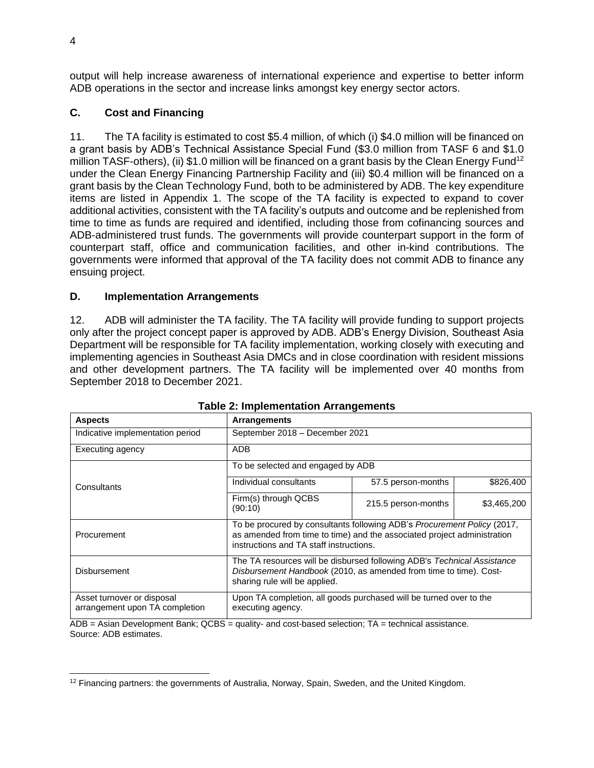output will help increase awareness of international experience and expertise to better inform ADB operations in the sector and increase links amongst key energy sector actors.

## C. Cost and Financing

11. The TA facility is estimated to cost $5.4 million, of which (i) $4.0 million will be financed on a grant basis by ADB's Technical Assistance Special Fund ($3.0 million from TASF 6 and $1.0 million TASF-others), (ii) $1.0 million will be financed on a grant basis by the Clean Energy Fund[12] under the Clean Energy Financing Partnership Facility and (iii) $0.4 million will be financed on a grant basis by the Clean Technology Fund, both to be administered by ADB. The key expenditure items are listed in Appendix 1. The scope of the TA facility is expected to expand to cover additional activities, consistent with the TA facility's outputs and outcome and be replenished from time to time as funds are required and identified, including those from cofinancing sources and ADB-administered trust funds. The governments will provide counterpart support in the form of counterpart staff, office and communication facilities, and other in-kind contributions. The governments were informed that approval of the TA facility does not commit ADB to finance any ensuing project.

## D. Implementation Arrangements

12. ADB will administer the TA facility. The TA facility will provide funding to support projects only after the project concept paper is approved by ADB. ADB's Energy Division, Southeast Asia Department will be responsible for TA facility implementation, working closely with executing and implementing agencies in Southeast Asia DMCs and in close coordination with resident missions and other development partners. The TA facility will be implemented over 40 months from September 2018 to December 2021.

**Table 2: Implementation Arrangements**

| Aspects | Arrangements | | |
|---|---|---|---|
| Indicative implementation period | September 2018 – December 2021 | | |
| Executing agency | ADB | | |
| Consultants | To be selected and engaged by ADB | | |
| | Individual consultants | 57.5 person-months | $826,400 |
| | Firm(s) through QCBS (90:10) | 215.5 person-months | $3,465,200 |
| Procurement | To be procured by consultants following ADB's *Procurement Policy* (2017, as amended from time to time) and the associated project administration instructions and TA staff instructions. | | |
| Disbursement | The TA resources will be disbursed following ADB's *Technical Assistance Disbursement Handbook* (2010, as amended from time to time). Cost-sharing rule will be applied. | | |
| Asset turnover or disposal arrangement upon TA completion | Upon TA completion, all goods purchased will be turned over to the executing agency. | | |

ADB = Asian Development Bank; QCBS = quality- and cost-based selection; TA = technical assistance.
Source: ADB estimates.

[12] Financing partners: the governments of Australia, Norway, Spain, Sweden, and the United Kingdom.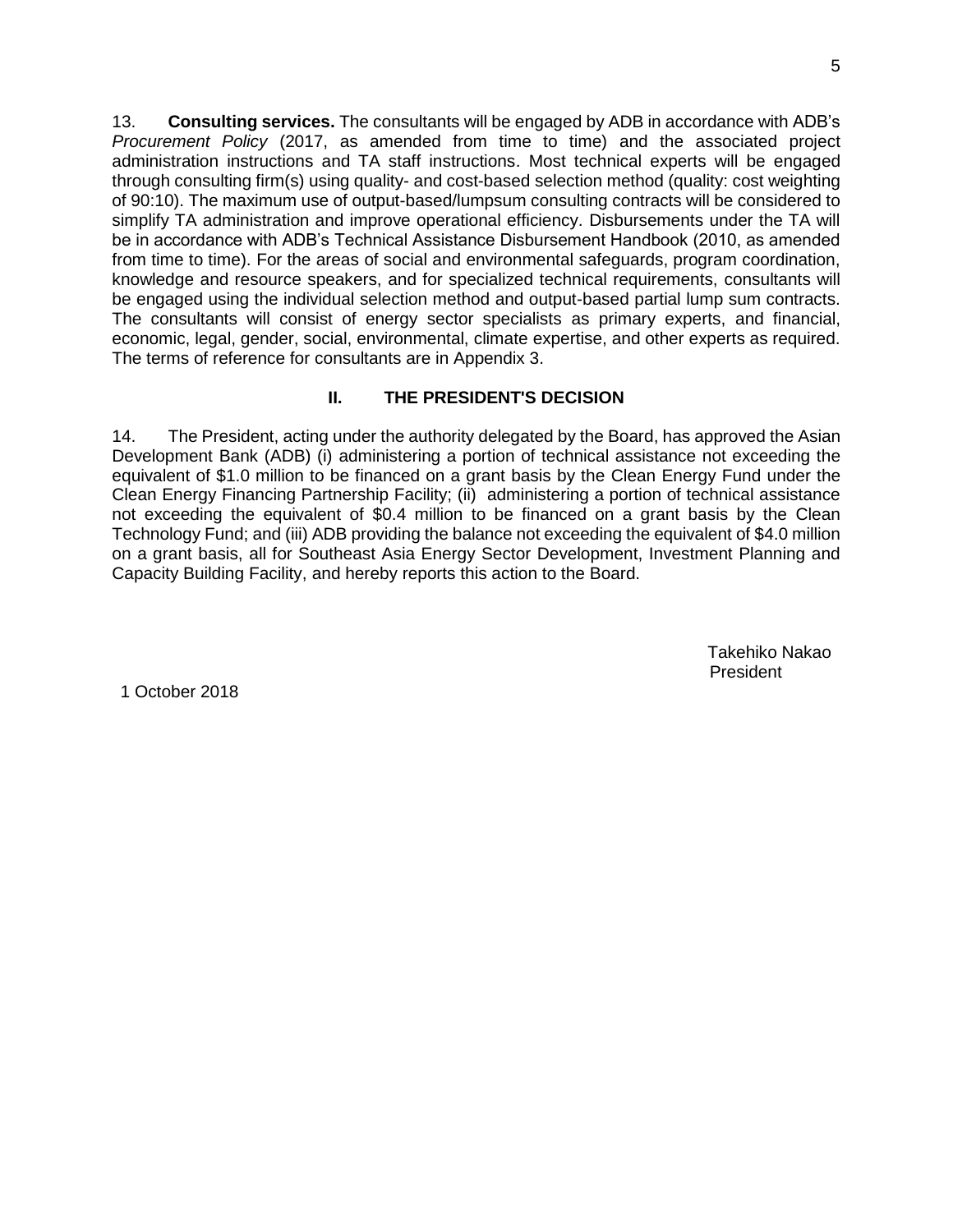13. **Consulting services.** The consultants will be engaged by ADB in accordance with ADB's *Procurement Policy* (2017, as amended from time to time) and the associated project administration instructions and TA staff instructions. Most technical experts will be engaged through consulting firm(s) using quality- and cost-based selection method (quality: cost weighting of 90:10). The maximum use of output-based/lumpsum consulting contracts will be considered to simplify TA administration and improve operational efficiency. Disbursements under the TA will be in accordance with ADB's Technical Assistance Disbursement Handbook (2010, as amended from time to time). For the areas of social and environmental safeguards, program coordination, knowledge and resource speakers, and for specialized technical requirements, consultants will be engaged using the individual selection method and output-based partial lump sum contracts. The consultants will consist of energy sector specialists as primary experts, and financial, economic, legal, gender, social, environmental, climate expertise, and other experts as required. The terms of reference for consultants are in Appendix 3.

## II. THE PRESIDENT'S DECISION

14. The President, acting under the authority delegated by the Board, has approved the Asian Development Bank (ADB) (i) administering a portion of technical assistance not exceeding the equivalent of $1.0 million to be financed on a grant basis by the Clean Energy Fund under the Clean Energy Financing Partnership Facility; (ii) administering a portion of technical assistance not exceeding the equivalent of $0.4 million to be financed on a grant basis by the Clean Technology Fund; and (iii) ADB providing the balance not exceeding the equivalent of $4.0 million on a grant basis, all for Southeast Asia Energy Sector Development, Investment Planning and Capacity Building Facility, and hereby reports this action to the Board.

Takehiko Nakao
President

1 October 2018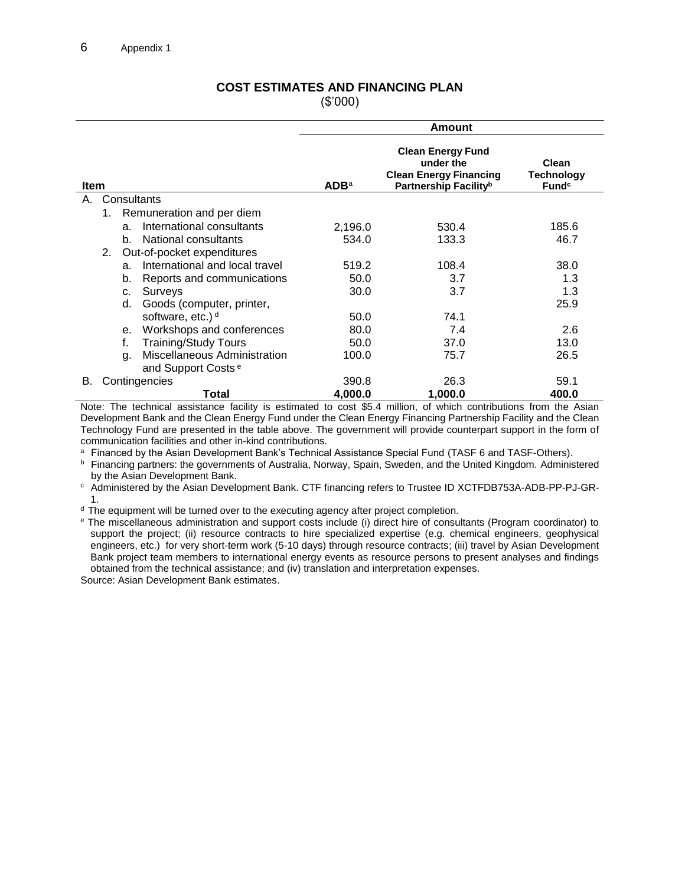## COST ESTIMATES AND FINANCING PLAN

($'000)

| Item | Amount | | |
|---|---|---|---|
| | ADB[a] | Clean Energy Fund under the Clean Energy Financing Partnership Facility[b] | Clean Technology Fund[c] |
| A. Consultants | | | |
| 1. Remuneration and per diem | | | |
| a. International consultants | 2,196.0 | 530.4 | 185.6 |
| b. National consultants | 534.0 | 133.3 | 46.7 |
| 2. Out-of-pocket expenditures | | | |
| a. International and local travel | 519.2 | 108.4 | 38.0 |
| b. Reports and communications | 50.0 | 3.7 | 1.3 |
| c. Surveys | 30.0 | 3.7 | 1.3 |
| d. Goods (computer, printer, software, etc.)[d] | 50.0 | 74.1 | 25.9 |
| e. Workshops and conferences | 80.0 | 7.4 | 2.6 |
| f. Training/Study Tours | 50.0 | 37.0 | 13.0 |
| g. Miscellaneous Administration and Support Costs[e] | 100.0 | 75.7 | 26.5 |
| B. Contingencies | 390.8 | 26.3 | 59.1 |
| **Total** | **4,000.0** | **1,000.0** | **400.0** |

Note: The technical assistance facility is estimated to cost $5.4 million, of which contributions from the Asian Development Bank and the Clean Energy Fund under the Clean Energy Financing Partnership Facility and the Clean Technology Fund are presented in the table above. The government will provide counterpart support in the form of communication facilities and other in-kind contributions.

[a] Financed by the Asian Development Bank's Technical Assistance Special Fund (TASF 6 and TASF-Others).

[b] Financing partners: the governments of Australia, Norway, Spain, Sweden, and the United Kingdom. Administered by the Asian Development Bank.

[c] Administered by the Asian Development Bank. CTF financing refers to Trustee ID XCTFDB753A-ADB-PP-PJ-GR-1.

[d] The equipment will be turned over to the executing agency after project completion.

[e] The miscellaneous administration and support costs include (i) direct hire of consultants (Program coordinator) to support the project; (ii) resource contracts to hire specialized expertise (e.g. chemical engineers, geophysical engineers, etc.) for very short-term work (5-10 days) through resource contracts; (iii) travel by Asian Development Bank project team members to international energy events as resource persons to present analyses and findings obtained from the technical assistance; and (iv) translation and interpretation expenses.

Source: Asian Development Bank estimates.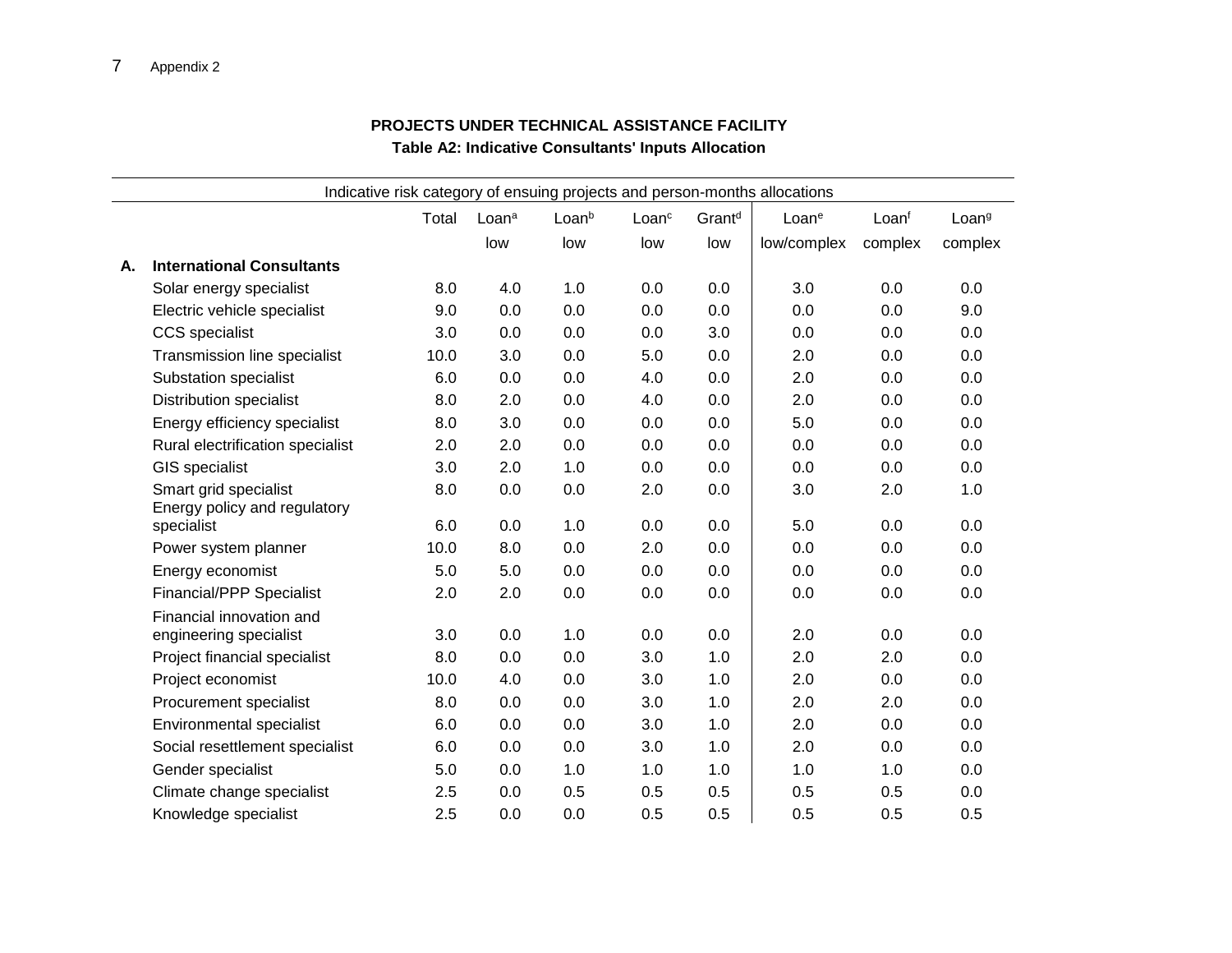**PROJECTS UNDER TECHNICAL ASSISTANCE FACILITY**

**Table A2: Indicative Consultants' Inputs Allocation**

| | | Indicative risk category of ensuing projects and person-months allocations | | | | | | | |
|---|---|---|---|---|---|---|---|---|---|
| | | Total | Loan[a] | Loan[b] | Loan[c] | Grant[d] | Loan[e] | Loan[f] | Loan[g] |
| | | | low | low | low | low | low/complex | complex | complex |
| **A.** | **International Consultants** | | | | | | | | |
| | Solar energy specialist | 8.0 | 4.0 | 1.0 | 0.0 | 0.0 | 3.0 | 0.0 | 0.0 |
| | Electric vehicle specialist | 9.0 | 0.0 | 0.0 | 0.0 | 0.0 | 0.0 | 0.0 | 9.0 |
| | CCS specialist | 3.0 | 0.0 | 0.0 | 0.0 | 3.0 | 0.0 | 0.0 | 0.0 |
| | Transmission line specialist | 10.0 | 3.0 | 0.0 | 5.0 | 0.0 | 2.0 | 0.0 | 0.0 |
| | Substation specialist | 6.0 | 0.0 | 0.0 | 4.0 | 0.0 | 2.0 | 0.0 | 0.0 |
| | Distribution specialist | 8.0 | 2.0 | 0.0 | 4.0 | 0.0 | 2.0 | 0.0 | 0.0 |
| | Energy efficiency specialist | 8.0 | 3.0 | 0.0 | 0.0 | 0.0 | 5.0 | 0.0 | 0.0 |
| | Rural electrification specialist | 2.0 | 2.0 | 0.0 | 0.0 | 0.0 | 0.0 | 0.0 | 0.0 |
| | GIS specialist | 3.0 | 2.0 | 1.0 | 0.0 | 0.0 | 0.0 | 0.0 | 0.0 |
| | Smart grid specialist | 8.0 | 0.0 | 0.0 | 2.0 | 0.0 | 3.0 | 2.0 | 1.0 |
| | Energy policy and regulatory specialist | 6.0 | 0.0 | 1.0 | 0.0 | 0.0 | 5.0 | 0.0 | 0.0 |
| | Power system planner | 10.0 | 8.0 | 0.0 | 2.0 | 0.0 | 0.0 | 0.0 | 0.0 |
| | Energy economist | 5.0 | 5.0 | 0.0 | 0.0 | 0.0 | 0.0 | 0.0 | 0.0 |
| | Financial/PPP Specialist | 2.0 | 2.0 | 0.0 | 0.0 | 0.0 | 0.0 | 0.0 | 0.0 |
| | Financial innovation and engineering specialist | 3.0 | 0.0 | 1.0 | 0.0 | 0.0 | 2.0 | 0.0 | 0.0 |
| | Project financial specialist | 8.0 | 0.0 | 0.0 | 3.0 | 1.0 | 2.0 | 2.0 | 0.0 |
| | Project economist | 10.0 | 4.0 | 0.0 | 3.0 | 1.0 | 2.0 | 0.0 | 0.0 |
| | Procurement specialist | 8.0 | 0.0 | 0.0 | 3.0 | 1.0 | 2.0 | 2.0 | 0.0 |
| | Environmental specialist | 6.0 | 0.0 | 0.0 | 3.0 | 1.0 | 2.0 | 0.0 | 0.0 |
| | Social resettlement specialist | 6.0 | 0.0 | 0.0 | 3.0 | 1.0 | 2.0 | 0.0 | 0.0 |
| | Gender specialist | 5.0 | 0.0 | 1.0 | 1.0 | 1.0 | 1.0 | 1.0 | 0.0 |
| | Climate change specialist | 2.5 | 0.0 | 0.5 | 0.5 | 0.5 | 0.5 | 0.5 | 0.0 |
| | Knowledge specialist | 2.5 | 0.0 | 0.0 | 0.5 | 0.5 | 0.5 | 0.5 | 0.5 |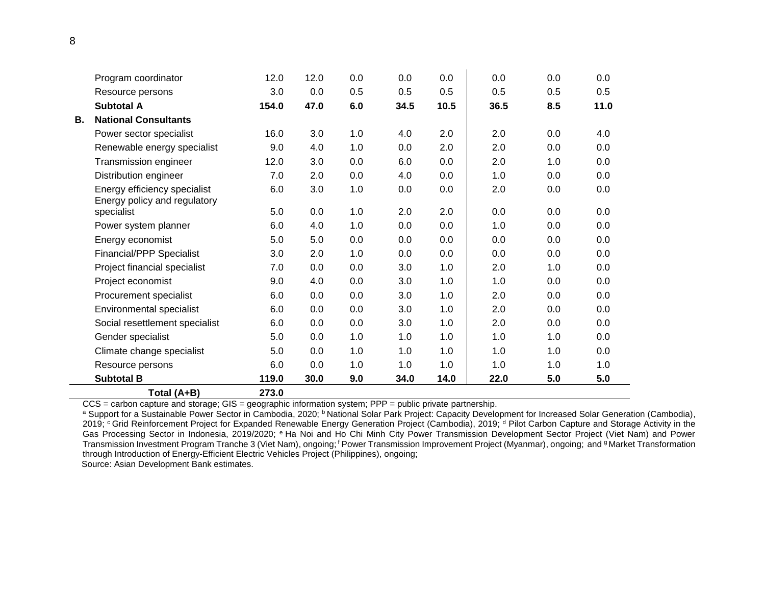| | | | | | | | | | |
|---|---|---|---|---|---|---|---|---|---|
| | Program coordinator | 12.0 | 12.0 | 0.0 | 0.0 | 0.0 | 0.0 | 0.0 | 0.0 |
| | Resource persons | 3.0 | 0.0 | 0.5 | 0.5 | 0.5 | 0.5 | 0.5 | 0.5 |
| | **Subtotal A** | **154.0** | **47.0** | **6.0** | **34.5** | **10.5** | **36.5** | **8.5** | **11.0** |
| **B.** | **National Consultants** | | | | | | | | |
| | Power sector specialist | 16.0 | 3.0 | 1.0 | 4.0 | 2.0 | 2.0 | 0.0 | 4.0 |
| | Renewable energy specialist | 9.0 | 4.0 | 1.0 | 0.0 | 2.0 | 2.0 | 0.0 | 0.0 |
| | Transmission engineer | 12.0 | 3.0 | 0.0 | 6.0 | 0.0 | 2.0 | 1.0 | 0.0 |
| | Distribution engineer | 7.0 | 2.0 | 0.0 | 4.0 | 0.0 | 1.0 | 0.0 | 0.0 |
| | Energy efficiency specialist | 6.0 | 3.0 | 1.0 | 0.0 | 0.0 | 2.0 | 0.0 | 0.0 |
| | Energy policy and regulatory specialist | 5.0 | 0.0 | 1.0 | 2.0 | 2.0 | 0.0 | 0.0 | 0.0 |
| | Power system planner | 6.0 | 4.0 | 1.0 | 0.0 | 0.0 | 1.0 | 0.0 | 0.0 |
| | Energy economist | 5.0 | 5.0 | 0.0 | 0.0 | 0.0 | 0.0 | 0.0 | 0.0 |
| | Financial/PPP Specialist | 3.0 | 2.0 | 1.0 | 0.0 | 0.0 | 0.0 | 0.0 | 0.0 |
| | Project financial specialist | 7.0 | 0.0 | 0.0 | 3.0 | 1.0 | 2.0 | 1.0 | 0.0 |
| | Project economist | 9.0 | 4.0 | 0.0 | 3.0 | 1.0 | 1.0 | 0.0 | 0.0 |
| | Procurement specialist | 6.0 | 0.0 | 0.0 | 3.0 | 1.0 | 2.0 | 0.0 | 0.0 |
| | Environmental specialist | 6.0 | 0.0 | 0.0 | 3.0 | 1.0 | 2.0 | 0.0 | 0.0 |
| | Social resettlement specialist | 6.0 | 0.0 | 0.0 | 3.0 | 1.0 | 2.0 | 0.0 | 0.0 |
| | Gender specialist | 5.0 | 0.0 | 1.0 | 1.0 | 1.0 | 1.0 | 1.0 | 0.0 |
| | Climate change specialist | 5.0 | 0.0 | 1.0 | 1.0 | 1.0 | 1.0 | 1.0 | 0.0 |
| | Resource persons | 6.0 | 0.0 | 1.0 | 1.0 | 1.0 | 1.0 | 1.0 | 1.0 |
| | **Subtotal B** | **119.0** | **30.0** | **9.0** | **34.0** | **14.0** | **22.0** | **5.0** | **5.0** |
| | **Total (A+B)** | **273.0** | | | | | | | |

CCS = carbon capture and storage; GIS = geographic information system; PPP = public private partnership.

[a] Support for a Sustainable Power Sector in Cambodia, 2020; [b] National Solar Park Project: Capacity Development for Increased Solar Generation (Cambodia), 2019; [c] Grid Reinforcement Project for Expanded Renewable Energy Generation Project (Cambodia), 2019; [d] Pilot Carbon Capture and Storage Activity in the Gas Processing Sector in Indonesia, 2019/2020; [e] Ha Noi and Ho Chi Minh City Power Transmission Development Sector Project (Viet Nam) and Power Transmission Investment Program Tranche 3 (Viet Nam), ongoing; [f] Power Transmission Improvement Project (Myanmar), ongoing; and [g] Market Transformation through Introduction of Energy-Efficient Electric Vehicles Project (Philippines), ongoing;

Source: Asian Development Bank estimates.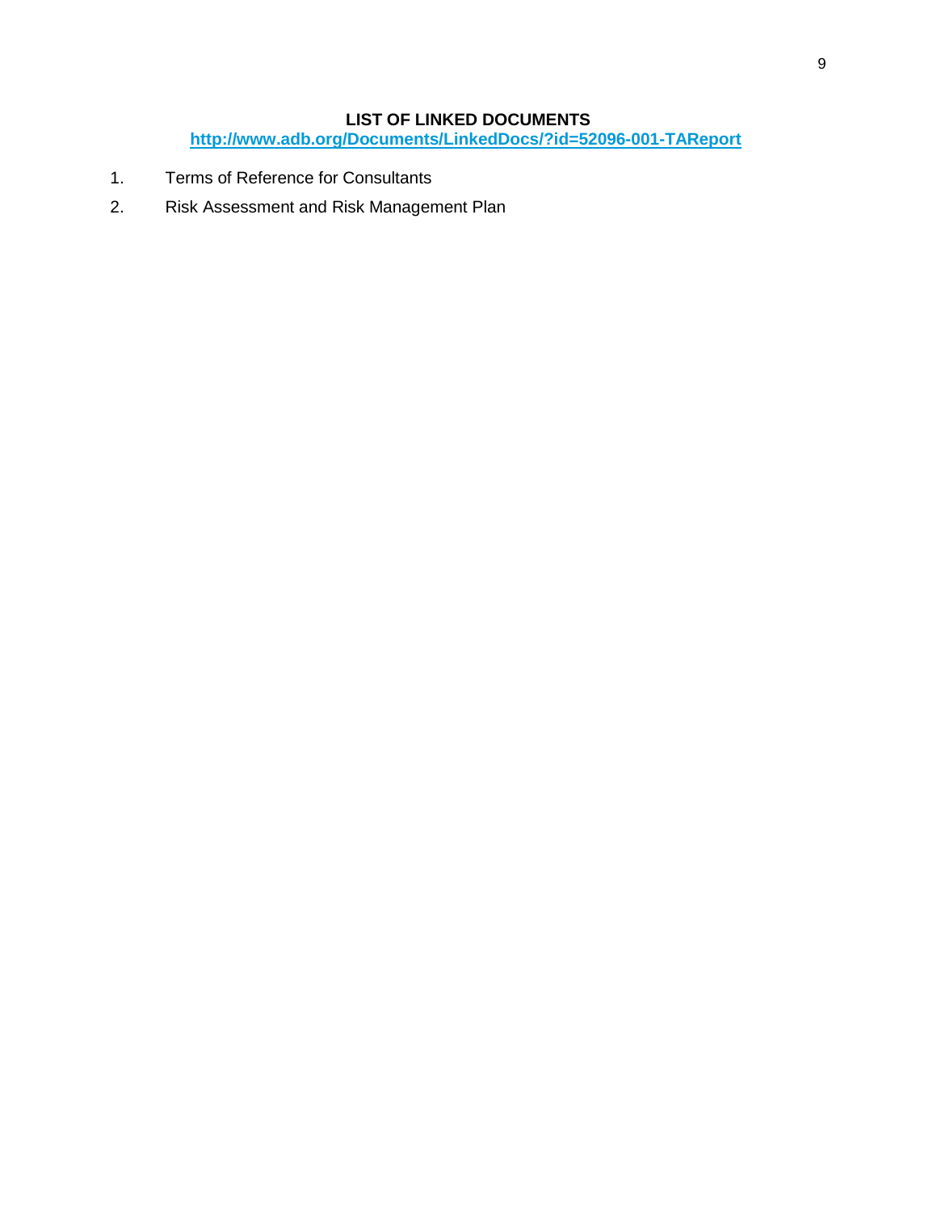# LIST OF LINKED DOCUMENTS

**http://www.adb.org/Documents/LinkedDocs/?id=52096-001-TAReport**

1. Terms of Reference for Consultants
2. Risk Assessment and Risk Management Plan